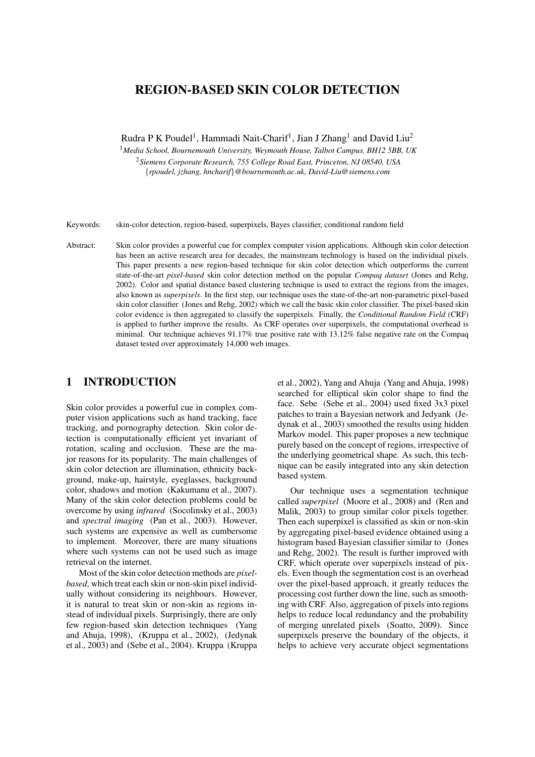// Page 1
# REGION-BASED SKIN COLOR DETECTION

Rudra P K Poudel[1], Hammadi Nait-Charif[1], Jian J Zhang[1] and David Liu[2]

[1]*Media School, Bournemouth University, Weymouth House, Talbot Campus, BH12 5BB, UK*

[2]*Siemens Corporate Research, 755 College Road East, Princeton, NJ 08540, USA*

{*rpoudel, jzhang, hncharif*}*@bournemouth.ac.uk, David-Liu@siemens.com*

Keywords: skin-color detection, region-based, superpixels, Bayes classifier, conditional random field

Abstract: Skin color provides a powerful cue for complex computer vision applications. Although skin color detection has been an active research area for decades, the mainstream technology is based on the individual pixels. This paper presents a new region-based technique for skin color detection which outperforms the current state-of-the-art *pixel-based* skin color detection method on the popular *Compaq dataset* (Jones and Rehg, 2002). Color and spatial distance based clustering technique is used to extract the regions from the images, also known as *superpixels*. In the first step, our technique uses the state-of-the-art non-parametric pixel-based skin color classifier (Jones and Rehg, 2002) which we call the basic skin color classifier. The pixel-based skin color evidence is then aggregated to classify the superpixels. Finally, the *Conditional Random Field* (CRF) is applied to further improve the results. As CRF operates over superpixels, the computational overhead is minimal. Our technique achieves 91.17% true positive rate with 13.12% false negative rate on the Compaq dataset tested over approximately 14,000 web images.

## 1 INTRODUCTION

Skin color provides a powerful cue in complex computer vision applications such as hand tracking, face tracking, and pornography detection. Skin color detection is computationally efficient yet invariant of rotation, scaling and occlusion. These are the major reasons for its popularity. The main challenges of skin color detection are illumination, ethnicity background, make-up, hairstyle, eyeglasses, background color, shadows and motion (Kakumanu et al., 2007). Many of the skin color detection problems could be overcome by using *infrared* (Socolinsky et al., 2003) and *spectral imaging* (Pan et al., 2003). However, such systems are expensive as well as cumbersome to implement. Moreover, there are many situations where such systems can not be used such as image retrieval on the internet.

Most of the skin color detection methods are *pixel-based*, which treat each skin or non-skin pixel individually without considering its neighbours. However, it is natural to treat skin or non-skin as regions instead of individual pixels. Surprisingly, there are only few region-based skin detection techniques (Yang and Ahuja, 1998), (Kruppa et al., 2002), (Jedynak et al., 2003) and (Sebe et al., 2004). Kruppa (Kruppa et al., 2002), Yang and Ahuja (Yang and Ahuja, 1998) searched for elliptical skin color shape to find the face. Sebe (Sebe et al., 2004) used fixed 3x3 pixel patches to train a Bayesian network and Jedyank (Jedynak et al., 2003) smoothed the results using hidden Markov model. This paper proposes a new technique purely based on the concept of regions, irrespective of the underlying geometrical shape. As such, this technique can be easily integrated into any skin detection based system.

Our technique uses a segmentation technique called *superpixel* (Moore et al., 2008) and (Ren and Malik, 2003) to group similar color pixels together. Then each superpixel is classified as skin or non-skin by aggregating pixel-based evidence obtained using a histogram based Bayesian classifier similar to (Jones and Rehg, 2002). The result is further improved with CRF, which operate over superpixels instead of pixels. Even though the segmentation cost is an overhead over the pixel-based approach, it greatly reduces the processing cost further down the line, such as smoothing with CRF. Also, aggregation of pixels into regions helps to reduce local redundancy and the probability of merging unrelated pixels (Soatto, 2009). Since superpixels preserve the boundary of the objects, it helps to achieve very accurate object segmentations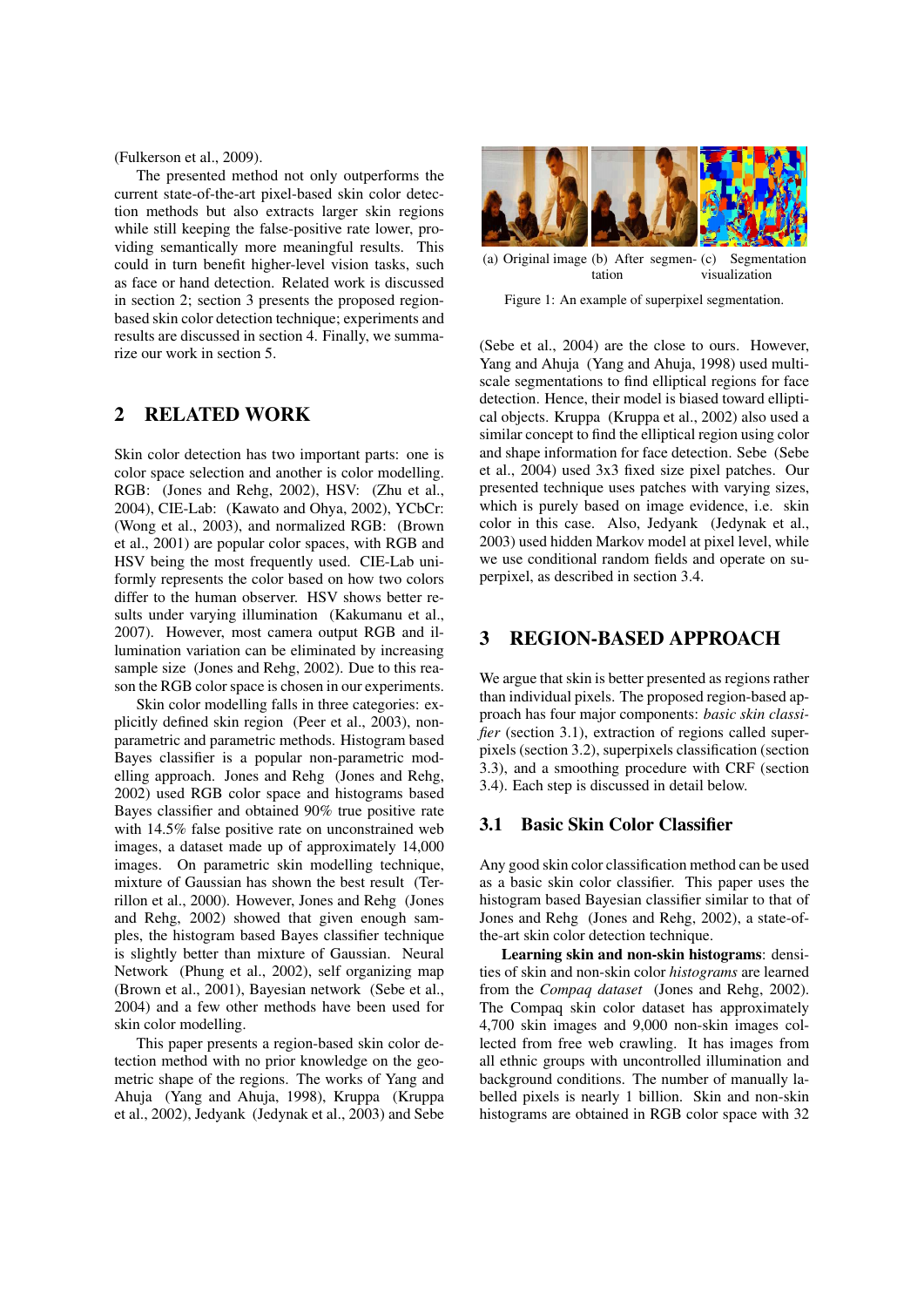(Fulkerson et al., 2009).

The presented method not only outperforms the current state-of-the-art pixel-based skin color detection methods but also extracts larger skin regions while still keeping the false-positive rate lower, providing semantically more meaningful results. This could in turn benefit higher-level vision tasks, such as face or hand detection. Related work is discussed in section 2; section 3 presents the proposed region-based skin color detection technique; experiments and results are discussed in section 4. Finally, we summarize our work in section 5.

## 2 RELATED WORK

Skin color detection has two important parts: one is color space selection and another is color modelling. RGB: (Jones and Rehg, 2002), HSV: (Zhu et al., 2004), CIE-Lab: (Kawato and Ohya, 2002), YCbCr: (Wong et al., 2003), and normalized RGB: (Brown et al., 2001) are popular color spaces, with RGB and HSV being the most frequently used. CIE-Lab uniformly represents the color based on how two colors differ to the human observer. HSV shows better results under varying illumination (Kakumanu et al., 2007). However, most camera output RGB and illumination variation can be eliminated by increasing sample size (Jones and Rehg, 2002). Due to this reason the RGB color space is chosen in our experiments.

Skin color modelling falls in three categories: explicitly defined skin region (Peer et al., 2003), non-parametric and parametric methods. Histogram based Bayes classifier is a popular non-parametric modelling approach. Jones and Rehg (Jones and Rehg, 2002) used RGB color space and histograms based Bayes classifier and obtained 90% true positive rate with 14.5% false positive rate on unconstrained web images, a dataset made up of approximately 14,000 images. On parametric skin modelling technique, mixture of Gaussian has shown the best result (Terrillon et al., 2000). However, Jones and Rehg (Jones and Rehg, 2002) showed that given enough samples, the histogram based Bayes classifier technique is slightly better than mixture of Gaussian. Neural Network (Phung et al., 2002), self organizing map (Brown et al., 2001), Bayesian network (Sebe et al., 2004) and a few other methods have been used for skin color modelling.

This paper presents a region-based skin color detection method with no prior knowledge on the geometric shape of the regions. The works of Yang and Ahuja (Yang and Ahuja, 1998), Kruppa (Kruppa et al., 2002), Jedyank (Jedynak et al., 2003) and Sebe (Sebe et al., 2004) are the close to ours. However, Yang and Ahuja (Yang and Ahuja, 1998) used multiscale segmentations to find elliptical regions for face detection. Hence, their model is biased toward elliptical objects. Kruppa (Kruppa et al., 2002) also used a similar concept to find the elliptical region using color and shape information for face detection. Sebe (Sebe et al., 2004) used 3x3 fixed size pixel patches. Our presented technique uses patches with varying sizes, which is purely based on image evidence, i.e. skin color in this case. Also, Jedyank (Jedynak et al., 2003) used hidden Markov model at pixel level, while we use conditional random fields and operate on superpixel, as described in section 3.4.

(a) Original image (b) After segmentation (c) Segmentation visualization

Figure 1: An example of superpixel segmentation.

## 3 REGION-BASED APPROACH

We argue that skin is better presented as regions rather than individual pixels. The proposed region-based approach has four major components: *basic skin classifier* (section 3.1), extraction of regions called superpixels (section 3.2), superpixels classification (section 3.3), and a smoothing procedure with CRF (section 3.4). Each step is discussed in detail below.

### 3.1 Basic Skin Color Classifier

Any good skin color classification method can be used as a basic skin color classifier. This paper uses the histogram based Bayesian classifier similar to that of Jones and Rehg (Jones and Rehg, 2002), a state-of-the-art skin color detection technique.

**Learning skin and non-skin histograms**: densities of skin and non-skin color *histograms* are learned from the *Compaq dataset* (Jones and Rehg, 2002). The Compaq skin color dataset has approximately 4,700 skin images and 9,000 non-skin images collected from free web crawling. It has images from all ethnic groups with uncontrolled illumination and background conditions. The number of manually labelled pixels is nearly 1 billion. Skin and non-skin histograms are obtained in RGB color space with 32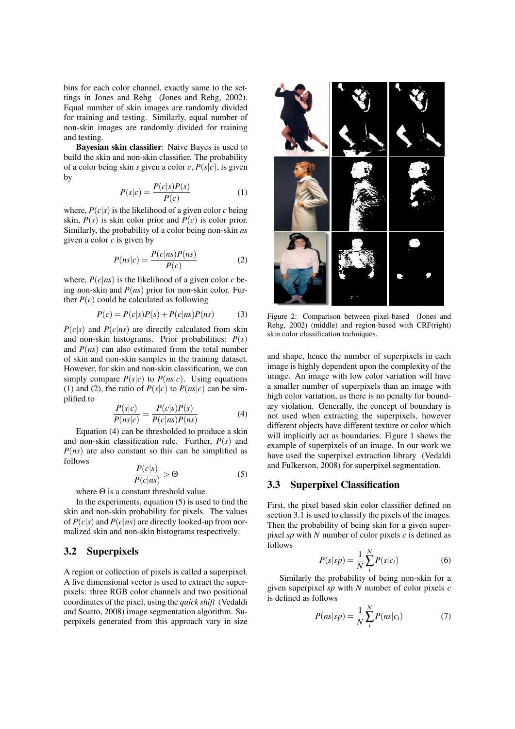bins for each color channel, exactly same to the settings in Jones and Rehg (Jones and Rehg, 2002). Equal number of skin images are randomly divided for training and testing. Similarly, equal number of non-skin images are randomly divided for training and testing.

**Bayesian skin classifier**: Naive Bayes is used to build the skin and non-skin classifier. The probability of a color being skin $s$ given a color $c$, $P(s|c)$, is given by

$$P(s|c) = \frac{P(c|s)P(s)}{P(c)} \tag{1}$$

where, $P(c|s)$ is the likelihood of a given color $c$ being skin, $P(s)$ is skin color prior and $P(c)$ is color prior. Similarly, the probability of a color being non-skin $ns$ given a color $c$ is given by

$$P(ns|c) = \frac{P(c|ns)P(ns)}{P(c)} \tag{2}$$

where, $P(c|ns)$ is the likelihood of a given color $c$ being non-skin and $P(ns)$ prior for non-skin color. Further $P(c)$ could be calculated as following

$$P(c) = P(c|s)P(s) + P(c|ns)P(ns) \tag{3}$$

$P(c|s)$ and $P(c|ns)$ are directly calculated from skin and non-skin histograms. Prior probabilities: $P(s)$ and $P(ns)$ can also estimated from the total number of skin and non-skin samples in the training dataset. However, for skin and non-skin classification, we can simply compare $P(s|c)$ to $P(ns|c)$. Using equations (1) and (2), the ratio of $P(s|c)$ to $P(ns|c)$ can be simplified to

$$\frac{P(s|c)}{P(ns|c)} = \frac{P(c|s)P(s)}{P(c|ns)P(ns)} \tag{4}$$

Equation (4) can be thresholded to produce a skin and non-skin classification rule. Further, $P(s)$ and $P(ns)$ are also constant so this can be simplified as follows

$$\frac{P(c|s)}{P(c|ns)} > \Theta \tag{5}$$

where $\Theta$ is a constant threshold value.

In the experiments, equation (5) is used to find the skin and non-skin probability for pixels. The values of $P(c|s)$ and $P(c|ns)$ are directly looked-up from normalized skin and non-skin histograms respectively.

### 3.2 Superpixels

A region or collection of pixels is called a superpixel. A five dimensional vector is used to extract the superpixels: three RGB color channels and two positional coordinates of the pixel, using the *quick shift* (Vedaldi and Soatto, 2008) image segmentation algorithm. Superpixels generated from this approach vary in size and shape, hence the number of superpixels in each image is highly dependent upon the complexity of the image. An image with low color variation will have a smaller number of superpixels than an image with high color variation, as there is no penalty for boundary violation. Generally, the concept of boundary is not used when extracting the superpixels, however different objects have different texture or color which will implicitly act as boundaries. Figure 1 shows the example of superpixels of an image. In our work we have used the superpixel extraction library (Vedaldi and Fulkerson, 2008) for superpixel segmentation.

Figure 2: Comparison between pixel-based (Jones and Rehg, 2002) (middle) and region-based with CRF(right) skin color classification techniques.

### 3.3 Superpixel Classification

First, the pixel based skin color classifier defined on section 3.1 is used to classify the pixels of the images. Then the probability of being skin for a given superpixel $sp$ with $N$ number of color pixels $c$ is defined as follows

$$P(s|sp) = \frac{1}{N}\sum_{i}^{N} P(s|c_i) \tag{6}$$

Similarly the probability of being non-skin for a given superpixel $sp$ with $N$ number of color pixels $c$ is defined as follows

$$P(ns|sp) = \frac{1}{N}\sum_{i}^{N} P(ns|c_i) \tag{7}$$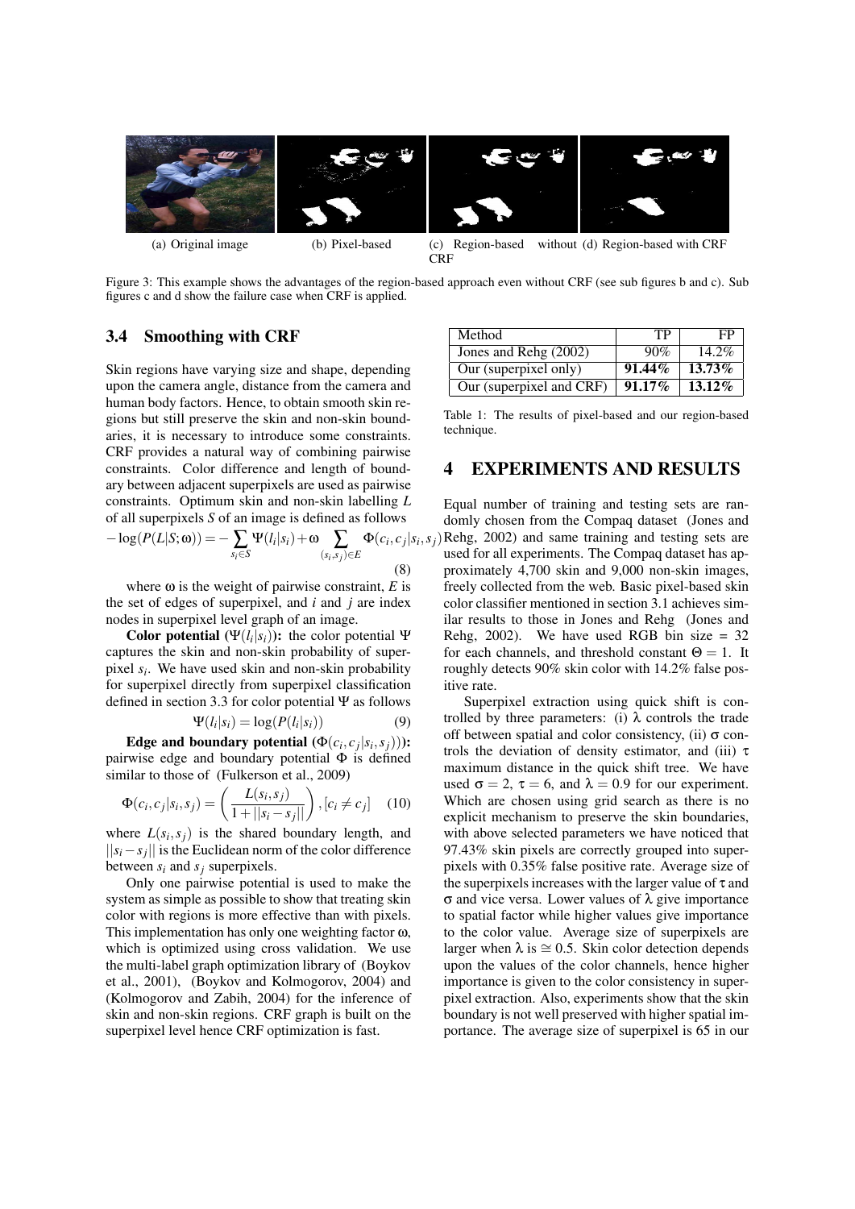(a) Original image (b) Pixel-based (c) Region-based without CRF (d) Region-based with CRF

Figure 3: This example shows the advantages of the region-based approach even without CRF (see sub figures b and c). Sub figures c and d show the failure case when CRF is applied.

### 3.4 Smoothing with CRF

Skin regions have varying size and shape, depending upon the camera angle, distance from the camera and human body factors. Hence, to obtain smooth skin regions but still preserve the skin and non-skin boundaries, it is necessary to introduce some constraints. CRF provides a natural way of combining pairwise constraints. Color difference and length of boundary between adjacent superpixels are used as pairwise constraints. Optimum skin and non-skin labelling $L$ of all superpixels $S$ of an image is defined as follows

$$-\log(P(L|S;\omega)) = -\sum_{s_i \in S} \Psi(l_i|s_i) + \omega \sum_{(s_i,s_j)\in E} \Phi(c_i,c_j|s_i,s_j) \quad (8)$$

where $\omega$ is the weight of pairwise constraint, $E$ is the set of edges of superpixel, and $i$ and $j$ are index nodes in superpixel level graph of an image.

**Color potential ($\Psi(l_i|s_i)$):** the color potential $\Psi$ captures the skin and non-skin probability of superpixel $s_i$. We have used skin and non-skin probability for superpixel directly from superpixel classification defined in section 3.3 for color potential $\Psi$ as follows

$$\Psi(l_i|s_i) = \log(P(l_i|s_i)) \quad (9)$$

**Edge and boundary potential ($\Phi(c_i,c_j|s_i,s_j)$):** pairwise edge and boundary potential $\Phi$ is defined similar to those of (Fulkerson et al., 2009)

$$\Phi(c_i,c_j|s_i,s_j) = \left(\frac{L(s_i,s_j)}{1+||s_i-s_j||}\right), [c_i \neq c_j] \quad (10)$$

where $L(s_i,s_j)$ is the shared boundary length, and $||s_i-s_j||$ is the Euclidean norm of the color difference between $s_i$ and $s_j$ superpixels.

Only one pairwise potential is used to make the system as simple as possible to show that treating skin color with regions is more effective than with pixels. This implementation has only one weighting factor $\omega$, which is optimized using cross validation. We use the multi-label graph optimization library of (Boykov et al., 2001), (Boykov and Kolmogorov, 2004) and (Kolmogorov and Zabih, 2004) for the inference of skin and non-skin regions. CRF graph is built on the superpixel level hence CRF optimization is fast.

| Method | TP | FP |
|---|---|---|
| Jones and Rehg (2002) | 90% | 14.2% |
| Our (superpixel only) | **91.44%** | **13.73%** |
| Our (superpixel and CRF) | **91.17%** | **13.12%** |

Table 1: The results of pixel-based and our region-based technique.

## 4 EXPERIMENTS AND RESULTS

Equal number of training and testing sets are randomly chosen from the Compaq dataset (Jones and Rehg, 2002) and same training and testing sets are used for all experiments. The Compaq dataset has approximately 4,700 skin and 9,000 non-skin images, freely collected from the web. Basic pixel-based skin color classifier mentioned in section 3.1 achieves similar results to those in Jones and Rehg (Jones and Rehg, 2002). We have used RGB bin size = 32 for each channels, and threshold constant $\Theta = 1$. It roughly detects 90% skin color with 14.2% false positive rate.

Superpixel extraction using quick shift is controlled by three parameters: (i) $\lambda$ controls the trade off between spatial and color consistency, (ii) $\sigma$ controls the deviation of density estimator, and (iii) $\tau$ maximum distance in the quick shift tree. We have used $\sigma = 2$, $\tau = 6$, and $\lambda = 0.9$ for our experiment. Which are chosen using grid search as there is no explicit mechanism to preserve the skin boundaries, with above selected parameters we have noticed that 97.43% skin pixels are correctly grouped into superpixels with 0.35% false positive rate. Average size of the superpixels increases with the larger value of $\tau$ and $\sigma$ and vice versa. Lower values of $\lambda$ give importance to spatial factor while higher values give importance to the color value. Average size of superpixels are larger when $\lambda$ is $\cong 0.5$. Skin color detection depends upon the values of the color channels, hence higher importance is given to the color consistency in superpixel extraction. Also, experiments show that the skin boundary is not well preserved with higher spatial importance. The average size of superpixel is 65 in our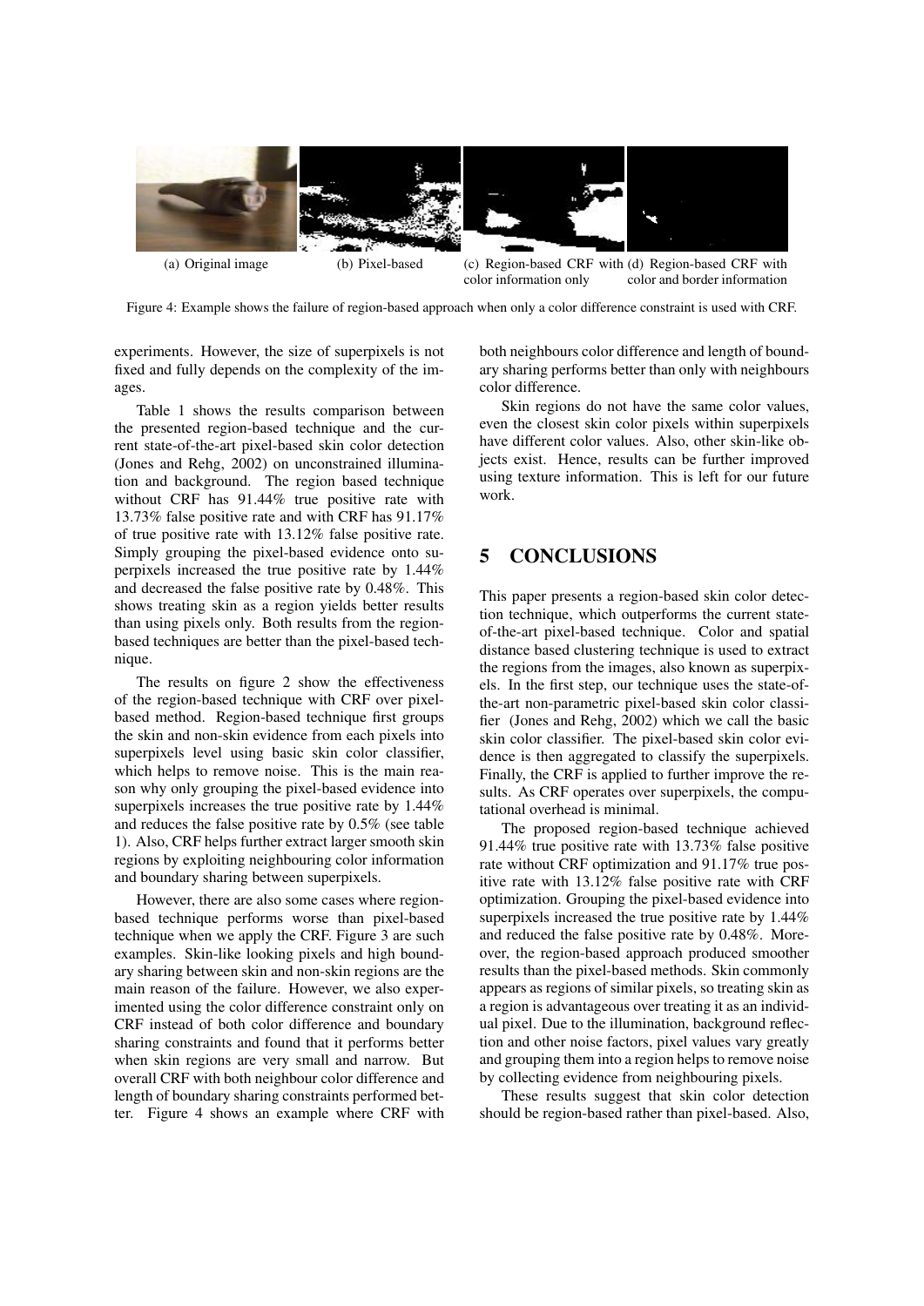(a) Original image (b) Pixel-based (c) Region-based CRF with color information only (d) Region-based CRF with color and border information

Figure 4: Example shows the failure of region-based approach when only a color difference constraint is used with CRF.

experiments. However, the size of superpixels is not fixed and fully depends on the complexity of the images.

Table 1 shows the results comparison between the presented region-based technique and the current state-of-the-art pixel-based skin color detection (Jones and Rehg, 2002) on unconstrained illumination and background. The region based technique without CRF has 91.44% true positive rate with 13.73% false positive rate and with CRF has 91.17% of true positive rate with 13.12% false positive rate. Simply grouping the pixel-based evidence onto superpixels increased the true positive rate by 1.44% and decreased the false positive rate by 0.48%. This shows treating skin as a region yields better results than using pixels only. Both results from the region-based techniques are better than the pixel-based technique.

The results on figure 2 show the effectiveness of the region-based technique with CRF over pixel-based method. Region-based technique first groups the skin and non-skin evidence from each pixels into superpixels level using basic skin color classifier, which helps to remove noise. This is the main reason why only grouping the pixel-based evidence into superpixels increases the true positive rate by 1.44% and reduces the false positive rate by 0.5% (see table 1). Also, CRF helps further extract larger smooth skin regions by exploiting neighbouring color information and boundary sharing between superpixels.

However, there are also some cases where region-based technique performs worse than pixel-based technique when we apply the CRF. Figure 3 are such examples. Skin-like looking pixels and high boundary sharing between skin and non-skin regions are the main reason of the failure. However, we also experimented using the color difference constraint only on CRF instead of both color difference and boundary sharing constraints and found that it performs better when skin regions are very small and narrow. But overall CRF with both neighbour color difference and length of boundary sharing constraints performed better. Figure 4 shows an example where CRF with both neighbours color difference and length of boundary sharing performs better than only with neighbours color difference.

Skin regions do not have the same color values, even the closest skin color pixels within superpixels have different color values. Also, other skin-like objects exist. Hence, results can be further improved using texture information. This is left for our future work.

## 5 CONCLUSIONS

This paper presents a region-based skin color detection technique, which outperforms the current state-of-the-art pixel-based technique. Color and spatial distance based clustering technique is used to extract the regions from the images, also known as superpixels. In the first step, our technique uses the state-of-the-art non-parametric pixel-based skin color classifier (Jones and Rehg, 2002) which we call the basic skin color classifier. The pixel-based skin color evidence is then aggregated to classify the superpixels. Finally, the CRF is applied to further improve the results. As CRF operates over superpixels, the computational overhead is minimal.

The proposed region-based technique achieved 91.44% true positive rate with 13.73% false positive rate without CRF optimization and 91.17% true positive rate with 13.12% false positive rate with CRF optimization. Grouping the pixel-based evidence into superpixels increased the true positive rate by 1.44% and reduced the false positive rate by 0.48%. Moreover, the region-based approach produced smoother results than the pixel-based methods. Skin commonly appears as regions of similar pixels, so treating skin as a region is advantageous over treating it as an individual pixel. Due to the illumination, background reflection and other noise factors, pixel values vary greatly and grouping them into a region helps to remove noise by collecting evidence from neighbouring pixels.

These results suggest that skin color detection should be region-based rather than pixel-based. Also,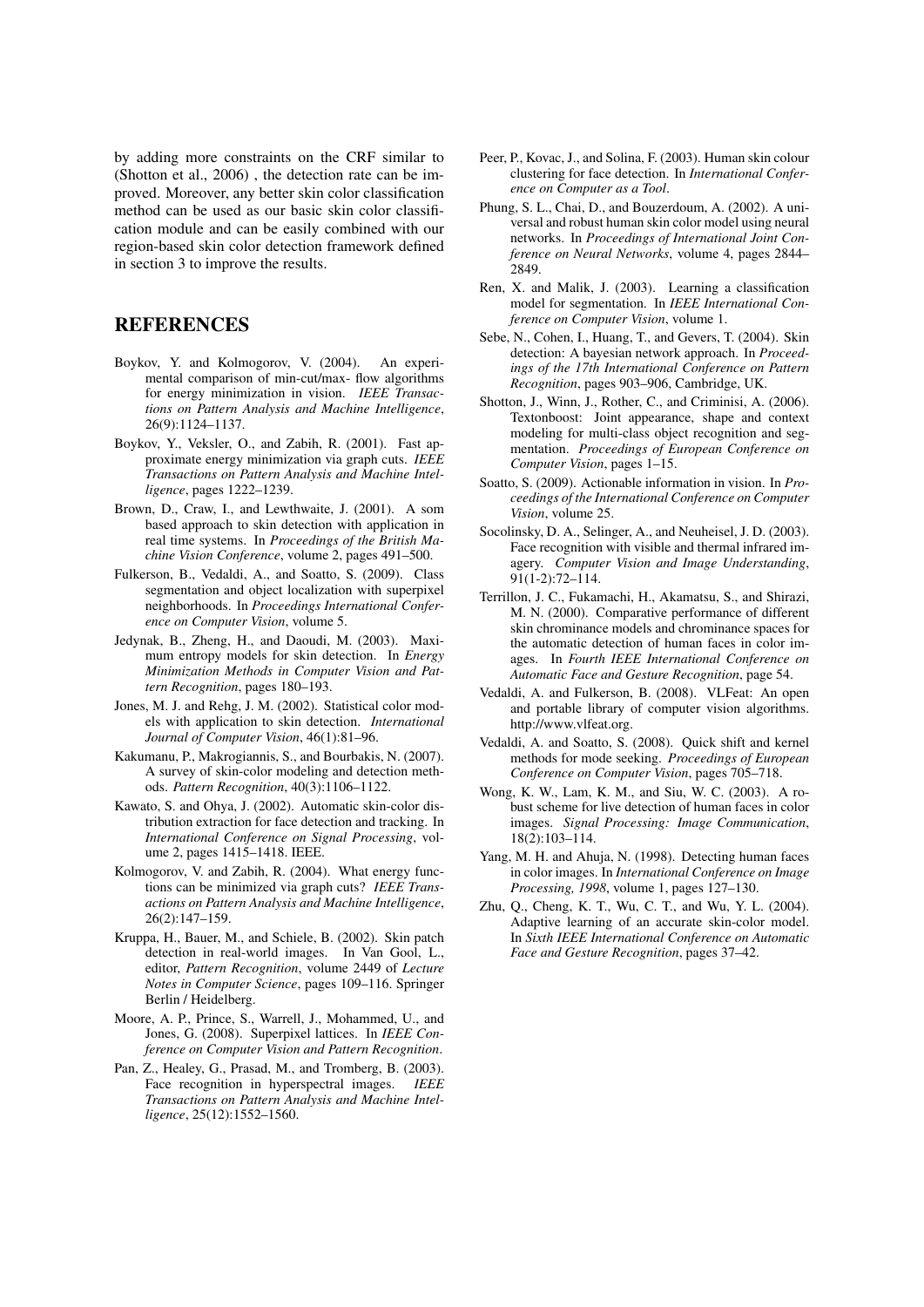by adding more constraints on the CRF similar to (Shotton et al., 2006) , the detection rate can be improved. Moreover, any better skin color classification method can be used as our basic skin color classification module and can be easily combined with our region-based skin color detection framework defined in section 3 to improve the results.

## REFERENCES

Boykov, Y. and Kolmogorov, V. (2004). An experimental comparison of min-cut/max- flow algorithms for energy minimization in vision. *IEEE Transactions on Pattern Analysis and Machine Intelligence*, 26(9):1124–1137.

Boykov, Y., Veksler, O., and Zabih, R. (2001). Fast approximate energy minimization via graph cuts. *IEEE Transactions on Pattern Analysis and Machine Intelligence*, pages 1222–1239.

Brown, D., Craw, I., and Lewthwaite, J. (2001). A som based approach to skin detection with application in real time systems. In *Proceedings of the British Machine Vision Conference*, volume 2, pages 491–500.

Fulkerson, B., Vedaldi, A., and Soatto, S. (2009). Class segmentation and object localization with superpixel neighborhoods. In *Proceedings International Conference on Computer Vision*, volume 5.

Jedynak, B., Zheng, H., and Daoudi, M. (2003). Maximum entropy models for skin detection. In *Energy Minimization Methods in Computer Vision and Pattern Recognition*, pages 180–193.

Jones, M. J. and Rehg, J. M. (2002). Statistical color models with application to skin detection. *International Journal of Computer Vision*, 46(1):81–96.

Kakumanu, P., Makrogiannis, S., and Bourbakis, N. (2007). A survey of skin-color modeling and detection methods. *Pattern Recognition*, 40(3):1106–1122.

Kawato, S. and Ohya, J. (2002). Automatic skin-color distribution extraction for face detection and tracking. In *International Conference on Signal Processing*, volume 2, pages 1415–1418. IEEE.

Kolmogorov, V. and Zabih, R. (2004). What energy functions can be minimized via graph cuts? *IEEE Transactions on Pattern Analysis and Machine Intelligence*, 26(2):147–159.

Kruppa, H., Bauer, M., and Schiele, B. (2002). Skin patch detection in real-world images. In Van Gool, L., editor, *Pattern Recognition*, volume 2449 of *Lecture Notes in Computer Science*, pages 109–116. Springer Berlin / Heidelberg.

Moore, A. P., Prince, S., Warrell, J., Mohammed, U., and Jones, G. (2008). Superpixel lattices. In *IEEE Conference on Computer Vision and Pattern Recognition*.

Pan, Z., Healey, G., Prasad, M., and Tromberg, B. (2003). Face recognition in hyperspectral images. *IEEE Transactions on Pattern Analysis and Machine Intelligence*, 25(12):1552–1560.

Peer, P., Kovac, J., and Solina, F. (2003). Human skin colour clustering for face detection. In *International Conference on Computer as a Tool*.

Phung, S. L., Chai, D., and Bouzerdoum, A. (2002). A universal and robust human skin color model using neural networks. In *Proceedings of International Joint Conference on Neural Networks*, volume 4, pages 2844–2849.

Ren, X. and Malik, J. (2003). Learning a classification model for segmentation. In *IEEE International Conference on Computer Vision*, volume 1.

Sebe, N., Cohen, I., Huang, T., and Gevers, T. (2004). Skin detection: A bayesian network approach. In *Proceedings of the 17th International Conference on Pattern Recognition*, pages 903–906, Cambridge, UK.

Shotton, J., Winn, J., Rother, C., and Criminisi, A. (2006). Textonboost: Joint appearance, shape and context modeling for multi-class object recognition and segmentation. *Proceedings of European Conference on Computer Vision*, pages 1–15.

Soatto, S. (2009). Actionable information in vision. In *Proceedings of the International Conference on Computer Vision*, volume 25.

Socolinsky, D. A., Selinger, A., and Neuheisel, J. D. (2003). Face recognition with visible and thermal infrared imagery. *Computer Vision and Image Understanding*, 91(1-2):72–114.

Terrillon, J. C., Fukamachi, H., Akamatsu, S., and Shirazi, M. N. (2000). Comparative performance of different skin chrominance models and chrominance spaces for the automatic detection of human faces in color images. In *Fourth IEEE International Conference on Automatic Face and Gesture Recognition*, page 54.

Vedaldi, A. and Fulkerson, B. (2008). VLFeat: An open and portable library of computer vision algorithms. http://www.vlfeat.org.

Vedaldi, A. and Soatto, S. (2008). Quick shift and kernel methods for mode seeking. *Proceedings of European Conference on Computer Vision*, pages 705–718.

Wong, K. W., Lam, K. M., and Siu, W. C. (2003). A robust scheme for live detection of human faces in color images. *Signal Processing: Image Communication*, 18(2):103–114.

Yang, M. H. and Ahuja, N. (1998). Detecting human faces in color images. In *International Conference on Image Processing, 1998*, volume 1, pages 127–130.

Zhu, Q., Cheng, K. T., Wu, C. T., and Wu, Y. L. (2004). Adaptive learning of an accurate skin-color model. In *Sixth IEEE International Conference on Automatic Face and Gesture Recognition*, pages 37–42.